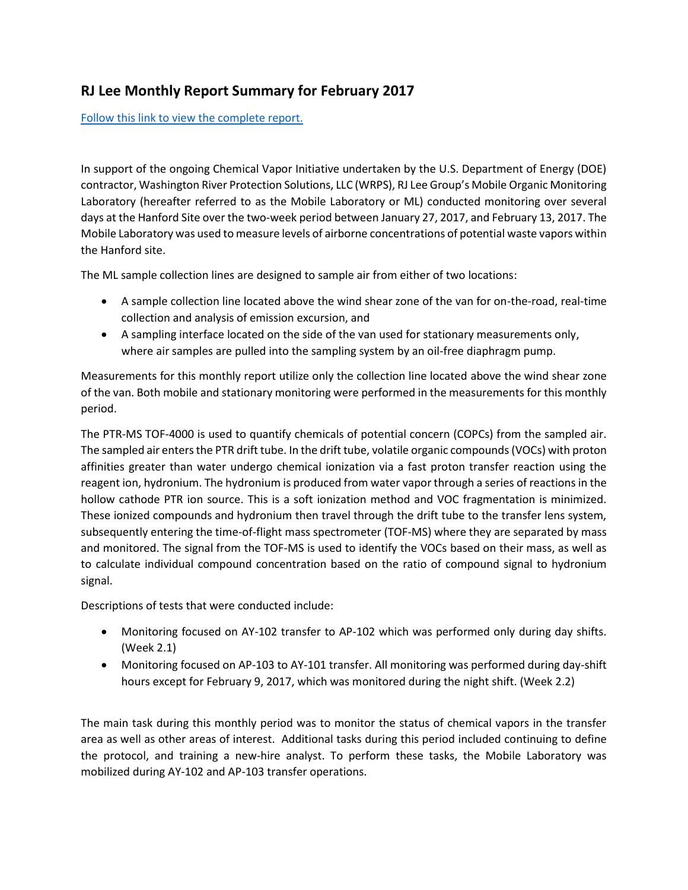## RJ Lee Monthly Report Summary for February 2017

[Follow this link to view the complete report.]

In support of the ongoing Chemical Vapor Initiative undertaken by the U.S. Department of Energy (DOE) contractor, Washington River Protection Solutions, LLC (WRPS), RJ Lee Group's Mobile Organic Monitoring Laboratory (hereafter referred to as the Mobile Laboratory or ML) conducted monitoring over several days at the Hanford Site over the two-week period between January 27, 2017, and February 13, 2017. The Mobile Laboratory was used to measure levels of airborne concentrations of potential waste vapors within the Hanford site.

The ML sample collection lines are designed to sample air from either of two locations:

- A sample collection line located above the wind shear zone of the van for on-the-road, real-time collection and analysis of emission excursion, and
- A sampling interface located on the side of the van used for stationary measurements only, where air samples are pulled into the sampling system by an oil-free diaphragm pump.

Measurements for this monthly report utilize only the collection line located above the wind shear zone of the van. Both mobile and stationary monitoring were performed in the measurements for this monthly period.

The PTR-MS TOF-4000 is used to quantify chemicals of potential concern (COPCs) from the sampled air. The sampled air enters the PTR drift tube. In the drift tube, volatile organic compounds (VOCs) with proton affinities greater than water undergo chemical ionization via a fast proton transfer reaction using the reagent ion, hydronium. The hydronium is produced from water vapor through a series of reactions in the hollow cathode PTR ion source. This is a soft ionization method and VOC fragmentation is minimized. These ionized compounds and hydronium then travel through the drift tube to the transfer lens system, subsequently entering the time-of-flight mass spectrometer (TOF-MS) where they are separated by mass and monitored. The signal from the TOF-MS is used to identify the VOCs based on their mass, as well as to calculate individual compound concentration based on the ratio of compound signal to hydronium signal.

Descriptions of tests that were conducted include:

- Monitoring focused on AY-102 transfer to AP-102 which was performed only during day shifts. (Week 2.1)
- Monitoring focused on AP-103 to AY-101 transfer. All monitoring was performed during day-shift hours except for February 9, 2017, which was monitored during the night shift. (Week 2.2)

The main task during this monthly period was to monitor the status of chemical vapors in the transfer area as well as other areas of interest. Additional tasks during this period included continuing to define the protocol, and training a new-hire analyst. To perform these tasks, the Mobile Laboratory was mobilized during AY-102 and AP-103 transfer operations.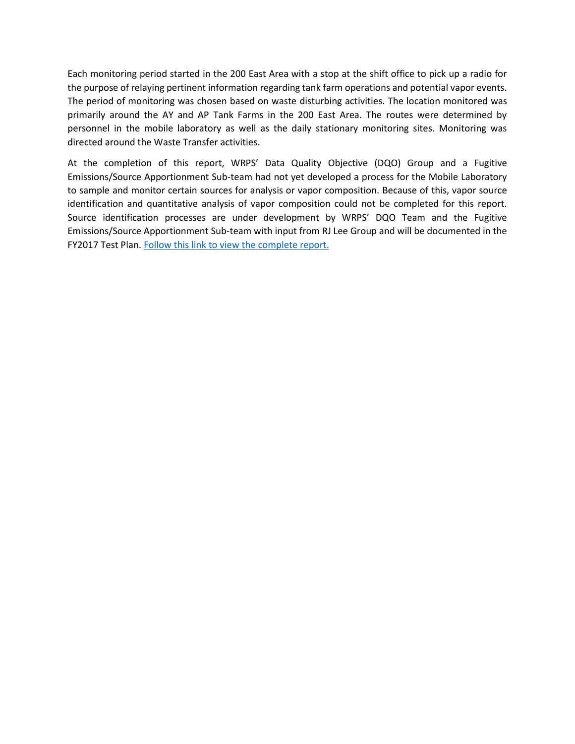Each monitoring period started in the 200 East Area with a stop at the shift office to pick up a radio for the purpose of relaying pertinent information regarding tank farm operations and potential vapor events. The period of monitoring was chosen based on waste disturbing activities. The location monitored was primarily around the AY and AP Tank Farms in the 200 East Area. The routes were determined by personnel in the mobile laboratory as well as the daily stationary monitoring sites. Monitoring was directed around the Waste Transfer activities.

At the completion of this report, WRPS' Data Quality Objective (DQO) Group and a Fugitive Emissions/Source Apportionment Sub-team had not yet developed a process for the Mobile Laboratory to sample and monitor certain sources for analysis or vapor composition. Because of this, vapor source identification and quantitative analysis of vapor composition could not be completed for this report. Source identification processes are under development by WRPS' DQO Team and the Fugitive Emissions/Source Apportionment Sub-team with input from RJ Lee Group and will be documented in the FY2017 Test Plan. Follow this link to view the complete report.